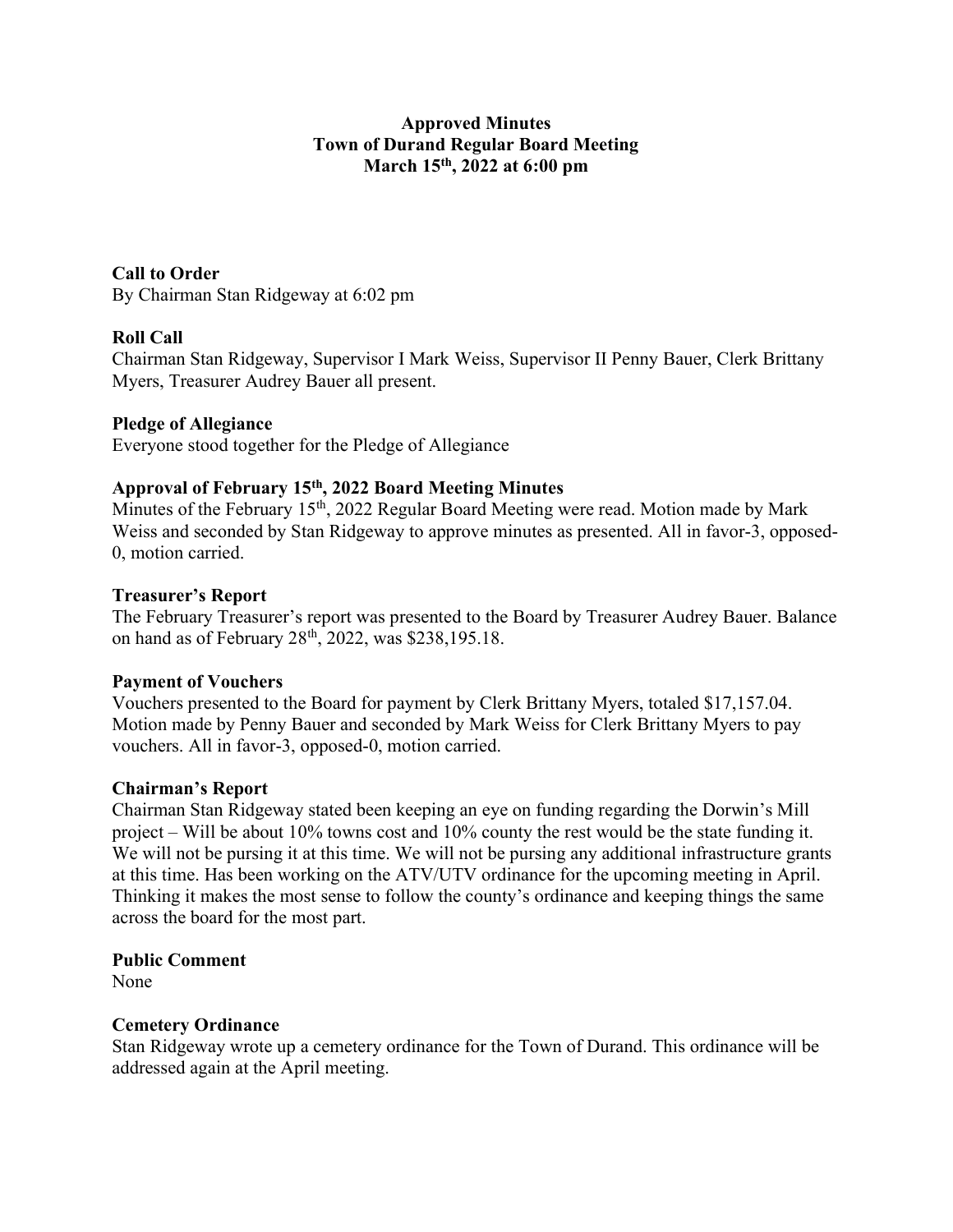# Approved Minutes
# Town of Durand Regular Board Meeting
# March 15th, 2022 at 6:00 pm

**Call to Order**
By Chairman Stan Ridgeway at 6:02 pm

**Roll Call**
Chairman Stan Ridgeway, Supervisor I Mark Weiss, Supervisor II Penny Bauer, Clerk Brittany Myers, Treasurer Audrey Bauer all present.

**Pledge of Allegiance**
Everyone stood together for the Pledge of Allegiance

**Approval of February 15th, 2022 Board Meeting Minutes**
Minutes of the February 15th, 2022 Regular Board Meeting were read. Motion made by Mark Weiss and seconded by Stan Ridgeway to approve minutes as presented. All in favor-3, opposed-0, motion carried.

**Treasurer's Report**
The February Treasurer's report was presented to the Board by Treasurer Audrey Bauer. Balance on hand as of February 28th, 2022, was $238,195.18.

**Payment of Vouchers**
Vouchers presented to the Board for payment by Clerk Brittany Myers, totaled $17,157.04. Motion made by Penny Bauer and seconded by Mark Weiss for Clerk Brittany Myers to pay vouchers. All in favor-3, opposed-0, motion carried.

**Chairman's Report**
Chairman Stan Ridgeway stated been keeping an eye on funding regarding the Dorwin's Mill project – Will be about 10% towns cost and 10% county the rest would be the state funding it. We will not be pursing it at this time. We will not be pursing any additional infrastructure grants at this time. Has been working on the ATV/UTV ordinance for the upcoming meeting in April. Thinking it makes the most sense to follow the county's ordinance and keeping things the same across the board for the most part.

**Public Comment**
None

**Cemetery Ordinance**
Stan Ridgeway wrote up a cemetery ordinance for the Town of Durand. This ordinance will be addressed again at the April meeting.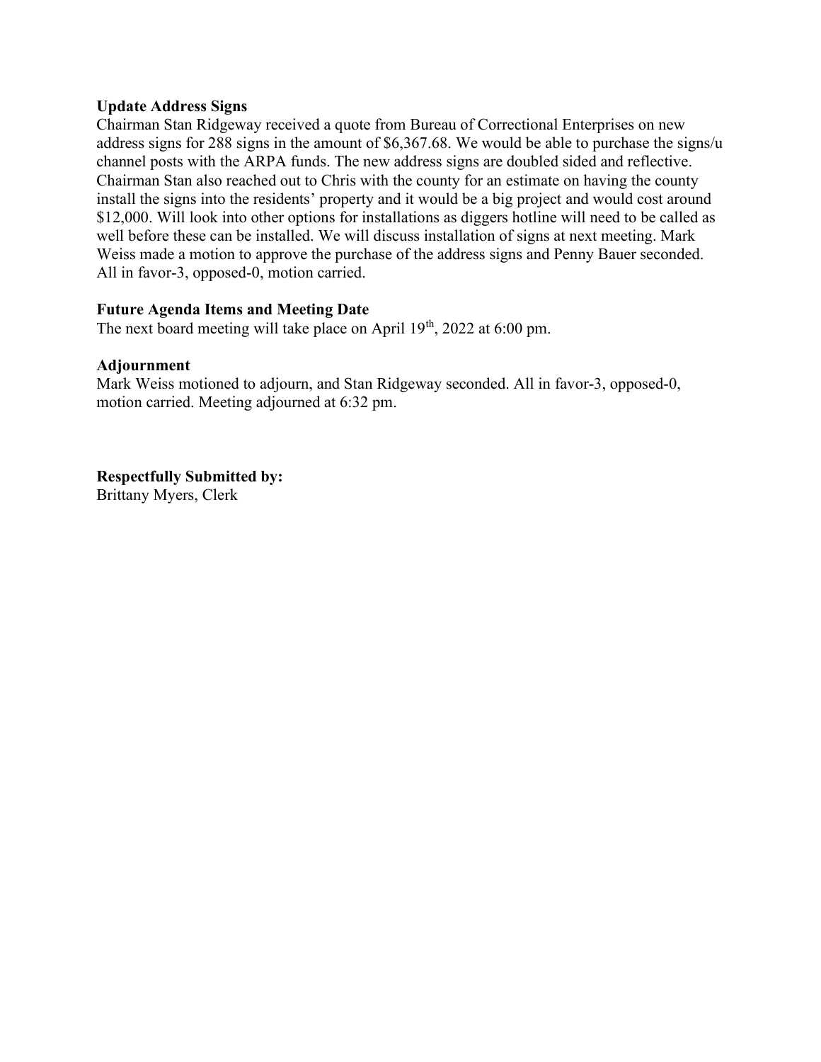**Update Address Signs**

Chairman Stan Ridgeway received a quote from Bureau of Correctional Enterprises on new address signs for 288 signs in the amount of $6,367.68. We would be able to purchase the signs/u channel posts with the ARPA funds. The new address signs are doubled sided and reflective. Chairman Stan also reached out to Chris with the county for an estimate on having the county install the signs into the residents' property and it would be a big project and would cost around $12,000. Will look into other options for installations as diggers hotline will need to be called as well before these can be installed. We will discuss installation of signs at next meeting. Mark Weiss made a motion to approve the purchase of the address signs and Penny Bauer seconded. All in favor-3, opposed-0, motion carried.

**Future Agenda Items and Meeting Date**

The next board meeting will take place on April 19th, 2022 at 6:00 pm.

**Adjournment**

Mark Weiss motioned to adjourn, and Stan Ridgeway seconded. All in favor-3, opposed-0, motion carried. Meeting adjourned at 6:32 pm.

**Respectfully Submitted by:**
Brittany Myers, Clerk